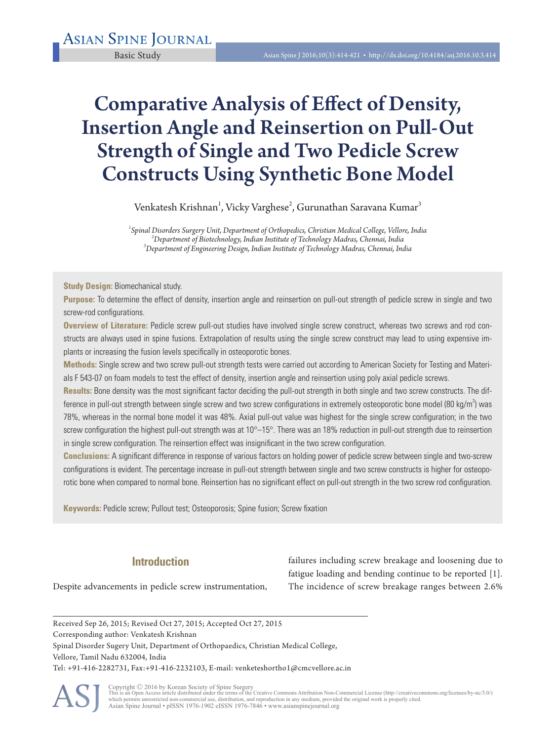Basic Study

# Comparative Analysis of Effect of Density, Insertion Angle and Reinsertion on Pull-Out Strength of Single and Two Pedicle Screw Constructs Using Synthetic Bone Model

Venkatesh Krishnan[1], Vicky Varghese[2], Gurunathan Saravana Kumar[3]

[1]*Spinal Disorders Surgery Unit, Department of Orthopedics, Christian Medical College, Vellore, India*
[2]*Department of Biotechnology, Indian Institute of Technology Madras, Chennai, India*
[3]*Department of Engineering Design, Indian Institute of Technology Madras, Chennai, India*

**Study Design:** Biomechanical study.

**Purpose:** To determine the effect of density, insertion angle and reinsertion on pull-out strength of pedicle screw in single and two screw-rod configurations.

**Overview of Literature:** Pedicle screw pull-out studies have involved single screw construct, whereas two screws and rod constructs are always used in spine fusions. Extrapolation of results using the single screw construct may lead to using expensive implants or increasing the fusion levels specifically in osteoporotic bones.

**Methods:** Single screw and two screw pull-out strength tests were carried out according to American Society for Testing and Materials F 543-07 on foam models to test the effect of density, insertion angle and reinsertion using poly axial pedicle screws.

**Results:** Bone density was the most significant factor deciding the pull-out strength in both single and two screw constructs. The difference in pull-out strength between single screw and two screw configurations in extremely osteoporotic bone model (80 kg/m$^3$) was 78%, whereas in the normal bone model it was 48%. Axial pull-out value was highest for the single screw configuration; in the two screw configuration the highest pull-out strength was at 10°–15°. There was an 18% reduction in pull-out strength due to reinsertion in single screw configuration. The reinsertion effect was insignificant in the two screw configuration.

**Conclusions:** A significant difference in response of various factors on holding power of pedicle screw between single and two-screw configurations is evident. The percentage increase in pull-out strength between single and two screw constructs is higher for osteoporotic bone when compared to normal bone. Reinsertion has no significant effect on pull-out strength in the two screw rod configuration.

**Keywords:** Pedicle screw; Pullout test; Osteoporosis; Spine fusion; Screw fixation

## Introduction

Despite advancements in pedicle screw instrumentation, failures including screw breakage and loosening due to fatigue loading and bending continue to be reported [1]. The incidence of screw breakage ranges between 2.6%

Received Sep 26, 2015; Revised Oct 27, 2015; Accepted Oct 27, 2015
Corresponding author: Venkatesh Krishnan
Spinal Disorder Sugery Unit, Department of Orthopaedics, Christian Medical College,
Vellore, Tamil Nadu 632004, India
Tel: +91-416-2282731, Fax:+91-416-2232103, E-mail: venketeshortho1@cmcvellore.ac.in

Copyright © 2016 by Korean Society of Spine Surgery
This is an Open Access article distributed under the terms of the Creative Commons Attribution Non-Commercial License (http://creativecommons.org/licenses/by-nc/3.0/) which permits unrestricted non-commercial use, distribution, and reproduction in any medium, provided the original work is properly cited.
Asian Spine Journal • pISSN 1976-1902 eISSN 1976-7846 • www.asianspinejournal.org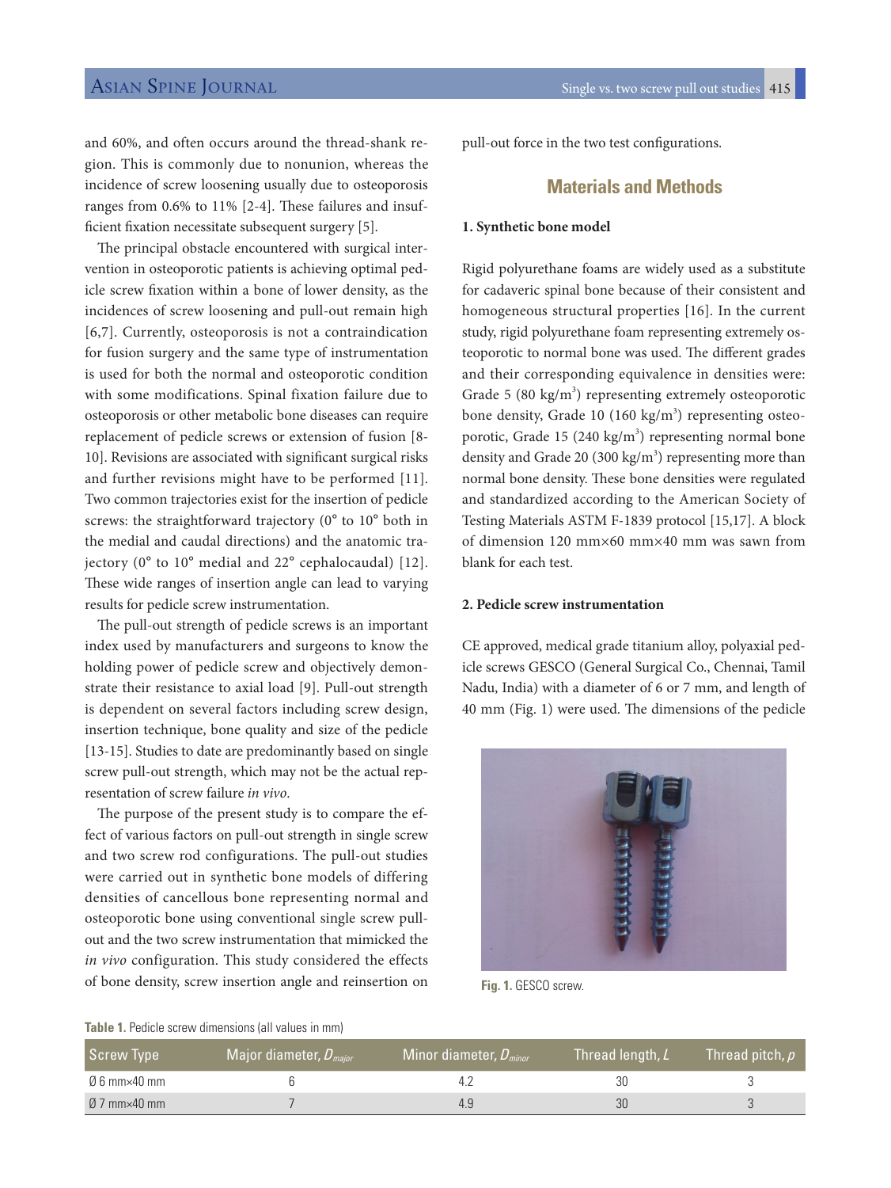and 60%, and often occurs around the thread-shank region. This is commonly due to nonunion, whereas the incidence of screw loosening usually due to osteoporosis ranges from 0.6% to 11% [2-4]. These failures and insufficient fixation necessitate subsequent surgery [5].

The principal obstacle encountered with surgical intervention in osteoporotic patients is achieving optimal pedicle screw fixation within a bone of lower density, as the incidences of screw loosening and pull-out remain high [6,7]. Currently, osteoporosis is not a contraindication for fusion surgery and the same type of instrumentation is used for both the normal and osteoporotic condition with some modifications. Spinal fixation failure due to osteoporosis or other metabolic bone diseases can require replacement of pedicle screws or extension of fusion [8-10]. Revisions are associated with significant surgical risks and further revisions might have to be performed [11]. Two common trajectories exist for the insertion of pedicle screws: the straightforward trajectory (0° to 10° both in the medial and caudal directions) and the anatomic trajectory (0° to 10° medial and 22° cephalocaudal) [12]. These wide ranges of insertion angle can lead to varying results for pedicle screw instrumentation.

The pull-out strength of pedicle screws is an important index used by manufacturers and surgeons to know the holding power of pedicle screw and objectively demonstrate their resistance to axial load [9]. Pull-out strength is dependent on several factors including screw design, insertion technique, bone quality and size of the pedicle [13-15]. Studies to date are predominantly based on single screw pull-out strength, which may not be the actual representation of screw failure *in vivo*.

The purpose of the present study is to compare the effect of various factors on pull-out strength in single screw and two screw rod configurations. The pull-out studies were carried out in synthetic bone models of differing densities of cancellous bone representing normal and osteoporotic bone using conventional single screw pull-out and the two screw instrumentation that mimicked the *in vivo* configuration. This study considered the effects of bone density, screw insertion angle and reinsertion on pull-out force in the two test configurations.

## Materials and Methods

### 1. Synthetic bone model

Rigid polyurethane foams are widely used as a substitute for cadaveric spinal bone because of their consistent and homogeneous structural properties [16]. In the current study, rigid polyurethane foam representing extremely osteoporotic to normal bone was used. The different grades and their corresponding equivalence in densities were: Grade 5 (80 kg/m$^3$) representing extremely osteoporotic bone density, Grade 10 (160 kg/m$^3$) representing osteoporotic, Grade 15 (240 kg/m$^3$) representing normal bone density and Grade 20 (300 kg/m$^3$) representing more than normal bone density. These bone densities were regulated and standardized according to the American Society of Testing Materials ASTM F-1839 protocol [15,17]. A block of dimension 120 mm×60 mm×40 mm was sawn from blank for each test.

### 2. Pedicle screw instrumentation

CE approved, medical grade titanium alloy, polyaxial pedicle screws GESCO (General Surgical Co., Chennai, Tamil Nadu, India) with a diameter of 6 or 7 mm, and length of 40 mm (Fig. 1) were used. The dimensions of the pedicle

**Fig. 1.** GESCO screw.

**Table 1.** Pedicle screw dimensions (all values in mm)

| Screw Type | Major diameter, $D_{major}$ | Minor diameter, $D_{minor}$ | Thread length, $L$ | Thread pitch, $p$ |
|---|---|---|---|---|
| Ø 6 mm×40 mm | 6 | 4.2 | 30 | 3 |
| Ø 7 mm×40 mm | 7 | 4.9 | 30 | 3 |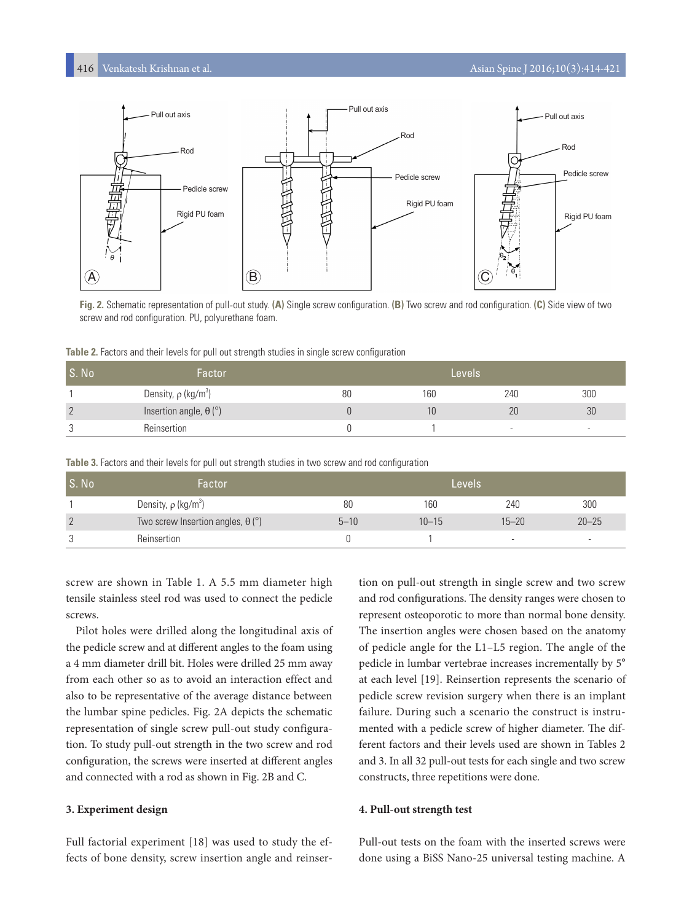Fig. 2. Schematic representation of pull-out study. **(A)** Single screw configuration. **(B)** Two screw and rod configuration. **(C)** Side view of two screw and rod configuration. PU, polyurethane foam.

**Table 2.** Factors and their levels for pull out strength studies in single screw configuration

| S. No | Factor | Levels | | | |
|---|---|---|---|---|---|
| 1 | Density, ρ (kg/m$^3$) | 80 | 160 | 240 | 300 |
| 2 | Insertion angle, θ (°) | 0 | 10 | 20 | 30 |
| 3 | Reinsertion | 0 | 1 | - | - |

**Table 3.** Factors and their levels for pull out strength studies in two screw and rod configuration

| S. No | Factor | Levels | | | |
|---|---|---|---|---|---|
| 1 | Density, ρ (kg/m$^3$) | 80 | 160 | 240 | 300 |
| 2 | Two screw Insertion angles, θ (°) | 5–10 | 10–15 | 15–20 | 20–25 |
| 3 | Reinsertion | 0 | 1 | - | - |

screw are shown in Table 1. A 5.5 mm diameter high tensile stainless steel rod was used to connect the pedicle screws.

Pilot holes were drilled along the longitudinal axis of the pedicle screw and at different angles to the foam using a 4 mm diameter drill bit. Holes were drilled 25 mm away from each other so as to avoid an interaction effect and also to be representative of the average distance between the lumbar spine pedicles. Fig. 2A depicts the schematic representation of single screw pull-out study configuration. To study pull-out strength in the two screw and rod configuration, the screws were inserted at different angles and connected with a rod as shown in Fig. 2B and C.

### 3. Experiment design

Full factorial experiment [18] was used to study the effects of bone density, screw insertion angle and reinsertion on pull-out strength in single screw and two screw and rod configurations. The density ranges were chosen to represent osteoporotic to more than normal bone density. The insertion angles were chosen based on the anatomy of pedicle angle for the L1–L5 region. The angle of the pedicle in lumbar vertebrae increases incrementally by 5° at each level [19]. Reinsertion represents the scenario of pedicle screw revision surgery when there is an implant failure. During such a scenario the construct is instrumented with a pedicle screw of higher diameter. The different factors and their levels used are shown in Tables 2 and 3. In all 32 pull-out tests for each single and two screw constructs, three repetitions were done.

### 4. Pull-out strength test

Pull-out tests on the foam with the inserted screws were done using a BiSS Nano-25 universal testing machine. A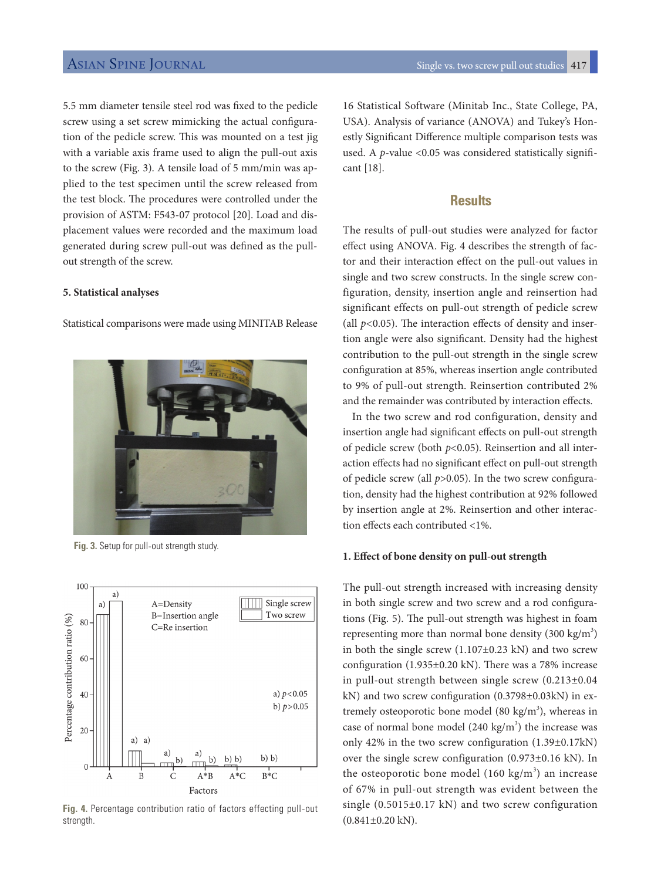5.5 mm diameter tensile steel rod was fixed to the pedicle screw using a set screw mimicking the actual configuration of the pedicle screw. This was mounted on a test jig with a variable axis frame used to align the pull-out axis to the screw (Fig. 3). A tensile load of 5 mm/min was applied to the test specimen until the screw released from the test block. The procedures were controlled under the provision of ASTM: F543-07 protocol [20]. Load and displacement values were recorded and the maximum load generated during screw pull-out was defined as the pull-out strength of the screw.

**5. Statistical analyses**

Statistical comparisons were made using MINITAB Release 16 Statistical Software (Minitab Inc., State College, PA, USA). Analysis of variance (ANOVA) and Tukey's Honestly Significant Difference multiple comparison tests was used. A $p$-value <0.05 was considered statistically significant [18].

Fig. 3. Setup for pull-out strength study.

Fig. 4. Percentage contribution ratio of factors effecting pull-out strength.

## Results

The results of pull-out studies were analyzed for factor effect using ANOVA. Fig. 4 describes the strength of factor and their interaction effect on the pull-out values in single and two screw constructs. In the single screw configuration, density, insertion angle and reinsertion had significant effects on pull-out strength of pedicle screw (all $p<0.05$). The interaction effects of density and insertion angle were also significant. Density had the highest contribution to the pull-out strength in the single screw configuration at 85%, whereas insertion angle contributed to 9% of pull-out strength. Reinsertion contributed 2% and the remainder was contributed by interaction effects.

In the two screw and rod configuration, density and insertion angle had significant effects on pull-out strength of pedicle screw (both $p<0.05$). Reinsertion and all interaction effects had no significant effect on pull-out strength of pedicle screw (all $p>0.05$). In the two screw configuration, density had the highest contribution at 92% followed by insertion angle at 2%. Reinsertion and other interaction effects each contributed <1%.

**1. Effect of bone density on pull-out strength**

The pull-out strength increased with increasing density in both single screw and two screw and a rod configurations (Fig. 5). The pull-out strength was highest in foam representing more than normal bone density (300 kg/m$^3$) in both the single screw (1.107±0.23 kN) and two screw configuration (1.935±0.20 kN). There was a 78% increase in pull-out strength between single screw (0.213±0.04 kN) and two screw configuration (0.3798±0.03kN) in extremely osteoporotic bone model (80 kg/m$^3$), whereas in case of normal bone model (240 kg/m$^3$) the increase was only 42% in the two screw configuration (1.39±0.17kN) over the single screw configuration (0.973±0.16 kN). In the osteoporotic bone model (160 kg/m$^3$) an increase of 67% in pull-out strength was evident between the single (0.5015±0.17 kN) and two screw configuration (0.841±0.20 kN).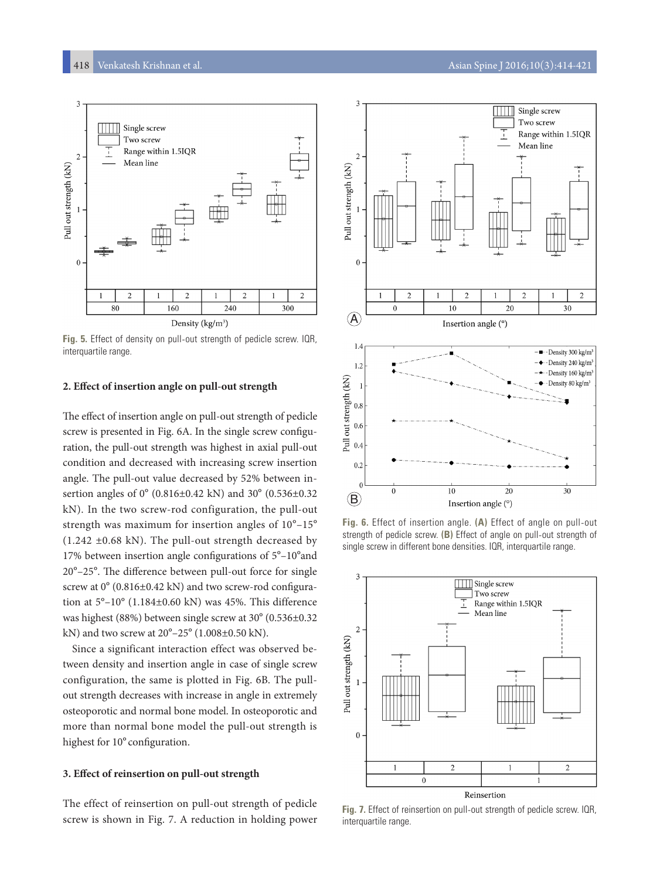Fig. 5. Effect of density on pull-out strength of pedicle screw. IQR, interquartile range.

### 2. Effect of insertion angle on pull-out strength

The effect of insertion angle on pull-out strength of pedicle screw is presented in Fig. 6A. In the single screw configuration, the pull-out strength was highest in axial pull-out condition and decreased with increasing screw insertion angle. The pull-out value decreased by 52% between insertion angles of 0° (0.816±0.42 kN) and 30° (0.536±0.32 kN). In the two screw-rod configuration, the pull-out strength was maximum for insertion angles of 10°–15° (1.242 ±0.68 kN). The pull-out strength decreased by 17% between insertion angle configurations of 5°–10°and 20°–25°. The difference between pull-out force for single screw at 0° (0.816±0.42 kN) and two screw-rod configuration at 5°–10° (1.184±0.60 kN) was 45%. This difference was highest (88%) between single screw at 30° (0.536±0.32 kN) and two screw at 20°–25° (1.008±0.50 kN).

Since a significant interaction effect was observed between density and insertion angle in case of single screw configuration, the same is plotted in Fig. 6B. The pull-out strength decreases with increase in angle in extremely osteoporotic and normal bone model. In osteoporotic and more than normal bone model the pull-out strength is highest for 10° configuration.

### 3. Effect of reinsertion on pull-out strength

The effect of reinsertion on pull-out strength of pedicle screw is shown in Fig. 7. A reduction in holding power

Fig. 6. Effect of insertion angle. **(A)** Effect of angle on pull-out strength of pedicle screw. **(B)** Effect of angle on pull-out strength of single screw in different bone densities. IQR, interquartile range.

Fig. 7. Effect of reinsertion on pull-out strength of pedicle screw. IQR, interquartile range.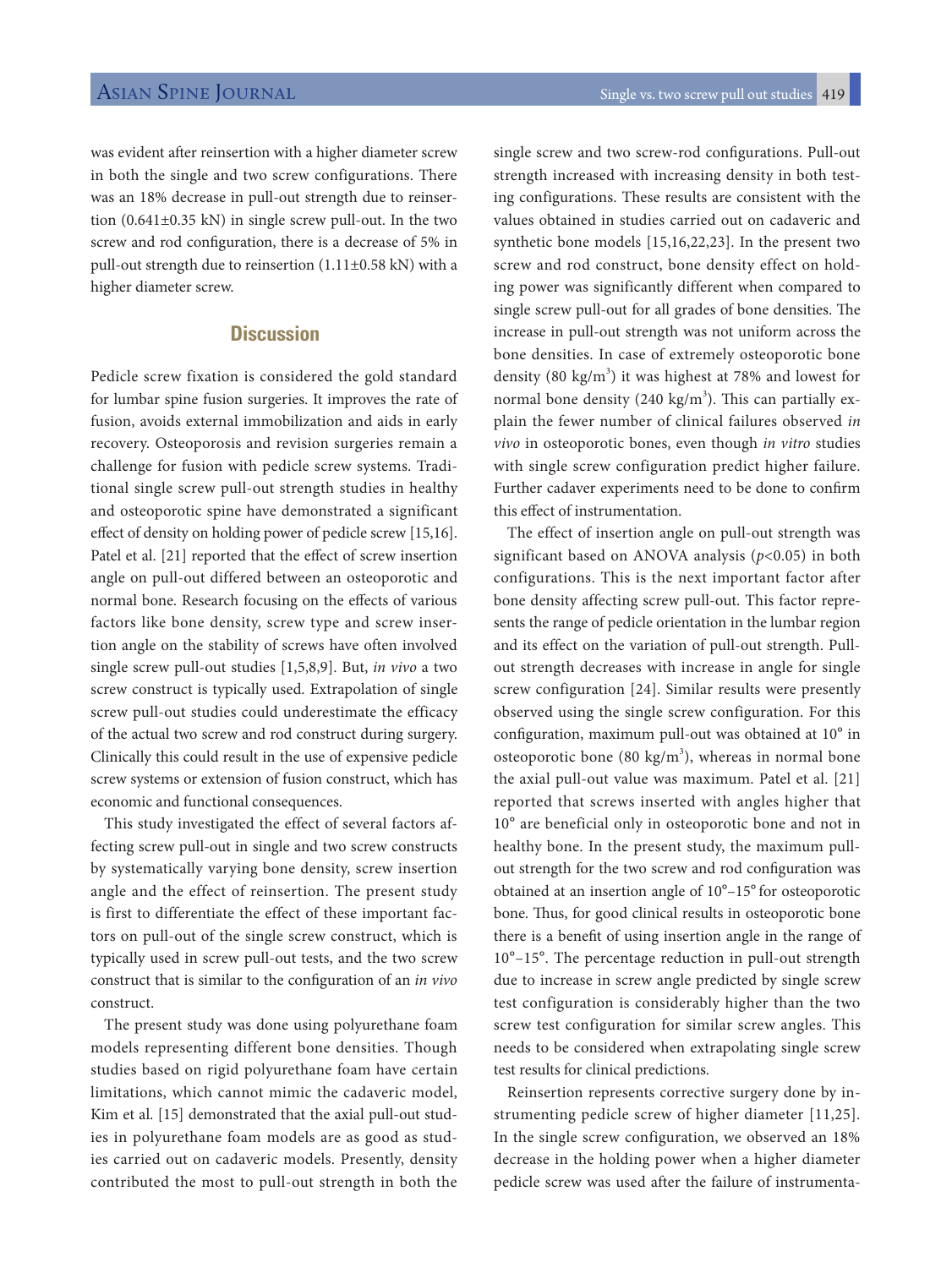was evident after reinsertion with a higher diameter screw in both the single and two screw configurations. There was an 18% decrease in pull-out strength due to reinsertion (0.641±0.35 kN) in single screw pull-out. In the two screw and rod configuration, there is a decrease of 5% in pull-out strength due to reinsertion (1.11±0.58 kN) with a higher diameter screw.

## Discussion

Pedicle screw fixation is considered the gold standard for lumbar spine fusion surgeries. It improves the rate of fusion, avoids external immobilization and aids in early recovery. Osteoporosis and revision surgeries remain a challenge for fusion with pedicle screw systems. Traditional single screw pull-out strength studies in healthy and osteoporotic spine have demonstrated a significant effect of density on holding power of pedicle screw [15,16]. Patel et al. [21] reported that the effect of screw insertion angle on pull-out differed between an osteoporotic and normal bone. Research focusing on the effects of various factors like bone density, screw type and screw insertion angle on the stability of screws have often involved single screw pull-out studies [1,5,8,9]. But, *in vivo* a two screw construct is typically used. Extrapolation of single screw pull-out studies could underestimate the efficacy of the actual two screw and rod construct during surgery. Clinically this could result in the use of expensive pedicle screw systems or extension of fusion construct, which has economic and functional consequences.

This study investigated the effect of several factors affecting screw pull-out in single and two screw constructs by systematically varying bone density, screw insertion angle and the effect of reinsertion. The present study is first to differentiate the effect of these important factors on pull-out of the single screw construct, which is typically used in screw pull-out tests, and the two screw construct that is similar to the configuration of an *in vivo* construct.

The present study was done using polyurethane foam models representing different bone densities. Though studies based on rigid polyurethane foam have certain limitations, which cannot mimic the cadaveric model, Kim et al. [15] demonstrated that the axial pull-out studies in polyurethane foam models are as good as studies carried out on cadaveric models. Presently, density contributed the most to pull-out strength in both the single screw and two screw-rod configurations. Pull-out strength increased with increasing density in both testing configurations. These results are consistent with the values obtained in studies carried out on cadaveric and synthetic bone models [15,16,22,23]. In the present two screw and rod construct, bone density effect on holding power was significantly different when compared to single screw pull-out for all grades of bone densities. The increase in pull-out strength was not uniform across the bone densities. In case of extremely osteoporotic bone density (80 kg/m$^3$) it was highest at 78% and lowest for normal bone density (240 kg/m$^3$). This can partially explain the fewer number of clinical failures observed *in vivo* in osteoporotic bones, even though *in vitro* studies with single screw configuration predict higher failure. Further cadaver experiments need to be done to confirm this effect of instrumentation.

The effect of insertion angle on pull-out strength was significant based on ANOVA analysis ($p<0.05$) in both configurations. This is the next important factor after bone density affecting screw pull-out. This factor represents the range of pedicle orientation in the lumbar region and its effect on the variation of pull-out strength. Pull-out strength decreases with increase in angle for single screw configuration [24]. Similar results were presently observed using the single screw configuration. For this configuration, maximum pull-out was obtained at 10° in osteoporotic bone (80 kg/m$^3$), whereas in normal bone the axial pull-out value was maximum. Patel et al. [21] reported that screws inserted with angles higher that 10° are beneficial only in osteoporotic bone and not in healthy bone. In the present study, the maximum pull-out strength for the two screw and rod configuration was obtained at an insertion angle of 10°–15° for osteoporotic bone. Thus, for good clinical results in osteoporotic bone there is a benefit of using insertion angle in the range of 10°–15°. The percentage reduction in pull-out strength due to increase in screw angle predicted by single screw test configuration is considerably higher than the two screw test configuration for similar screw angles. This needs to be considered when extrapolating single screw test results for clinical predictions.

Reinsertion represents corrective surgery done by instrumenting pedicle screw of higher diameter [11,25]. In the single screw configuration, we observed an 18% decrease in the holding power when a higher diameter pedicle screw was used after the failure of instrumenta-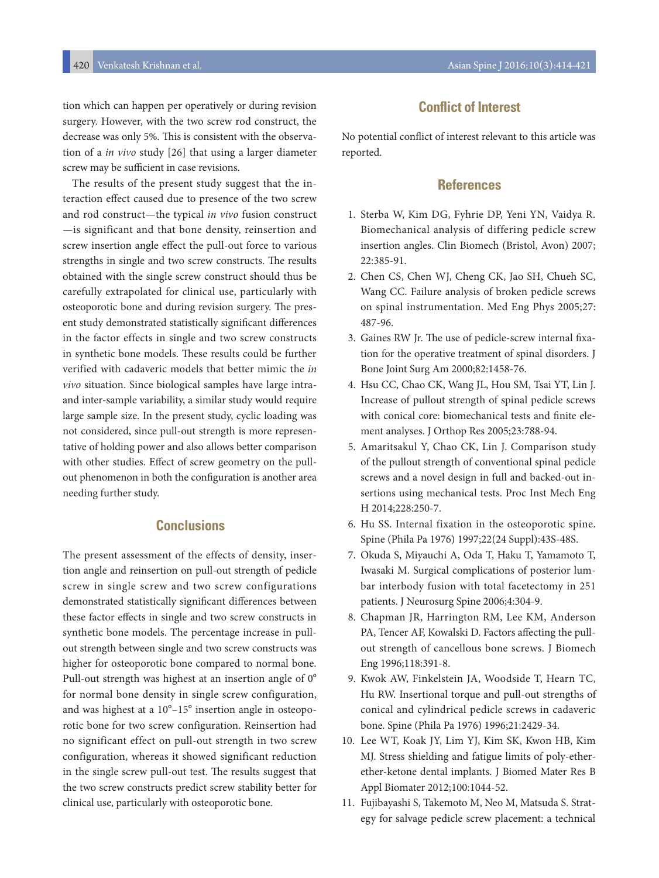tion which can happen per operatively or during revision surgery. However, with the two screw rod construct, the decrease was only 5%. This is consistent with the observation of a *in vivo* study [26] that using a larger diameter screw may be sufficient in case revisions.

The results of the present study suggest that the interaction effect caused due to presence of the two screw and rod construct—the typical *in vivo* fusion construct—is significant and that bone density, reinsertion and screw insertion angle effect the pull-out force to various strengths in single and two screw constructs. The results obtained with the single screw construct should thus be carefully extrapolated for clinical use, particularly with osteoporotic bone and during revision surgery. The present study demonstrated statistically significant differences in the factor effects in single and two screw constructs in synthetic bone models. These results could be further verified with cadaveric models that better mimic the *in vivo* situation. Since biological samples have large intra- and inter-sample variability, a similar study would require large sample size. In the present study, cyclic loading was not considered, since pull-out strength is more representative of holding power and also allows better comparison with other studies. Effect of screw geometry on the pull-out phenomenon in both the configuration is another area needing further study.

## Conclusions

The present assessment of the effects of density, insertion angle and reinsertion on pull-out strength of pedicle screw in single screw and two screw configurations demonstrated statistically significant differences between these factor effects in single and two screw constructs in synthetic bone models. The percentage increase in pull-out strength between single and two screw constructs was higher for osteoporotic bone compared to normal bone. Pull-out strength was highest at an insertion angle of 0° for normal bone density in single screw configuration, and was highest at a 10°–15° insertion angle in osteoporotic bone for two screw configuration. Reinsertion had no significant effect on pull-out strength in two screw configuration, whereas it showed significant reduction in the single screw pull-out test. The results suggest that the two screw constructs predict screw stability better for clinical use, particularly with osteoporotic bone.

## Conflict of Interest

No potential conflict of interest relevant to this article was reported.

## References

1. Sterba W, Kim DG, Fyhrie DP, Yeni YN, Vaidya R. Biomechanical analysis of differing pedicle screw insertion angles. Clin Biomech (Bristol, Avon) 2007;22:385-91.
2. Chen CS, Chen WJ, Cheng CK, Jao SH, Chueh SC, Wang CC. Failure analysis of broken pedicle screws on spinal instrumentation. Med Eng Phys 2005;27:487-96.
3. Gaines RW Jr. The use of pedicle-screw internal fixation for the operative treatment of spinal disorders. J Bone Joint Surg Am 2000;82:1458-76.
4. Hsu CC, Chao CK, Wang JL, Hou SM, Tsai YT, Lin J. Increase of pullout strength of spinal pedicle screws with conical core: biomechanical tests and finite element analyses. J Orthop Res 2005;23:788-94.
5. Amaritsakul Y, Chao CK, Lin J. Comparison study of the pullout strength of conventional spinal pedicle screws and a novel design in full and backed-out insertions using mechanical tests. Proc Inst Mech Eng H 2014;228:250-7.
6. Hu SS. Internal fixation in the osteoporotic spine. Spine (Phila Pa 1976) 1997;22(24 Suppl):43S-48S.
7. Okuda S, Miyauchi A, Oda T, Haku T, Yamamoto T, Iwasaki M. Surgical complications of posterior lumbar interbody fusion with total facetectomy in 251 patients. J Neurosurg Spine 2006;4:304-9.
8. Chapman JR, Harrington RM, Lee KM, Anderson PA, Tencer AF, Kowalski D. Factors affecting the pullout strength of cancellous bone screws. J Biomech Eng 1996;118:391-8.
9. Kwok AW, Finkelstein JA, Woodside T, Hearn TC, Hu RW. Insertional torque and pull-out strengths of conical and cylindrical pedicle screws in cadaveric bone. Spine (Phila Pa 1976) 1996;21:2429-34.
10. Lee WT, Koak JY, Lim YJ, Kim SK, Kwon HB, Kim MJ. Stress shielding and fatigue limits of poly-ether-ether-ketone dental implants. J Biomed Mater Res B Appl Biomater 2012;100:1044-52.
11. Fujibayashi S, Takemoto M, Neo M, Matsuda S. Strategy for salvage pedicle screw placement: a technical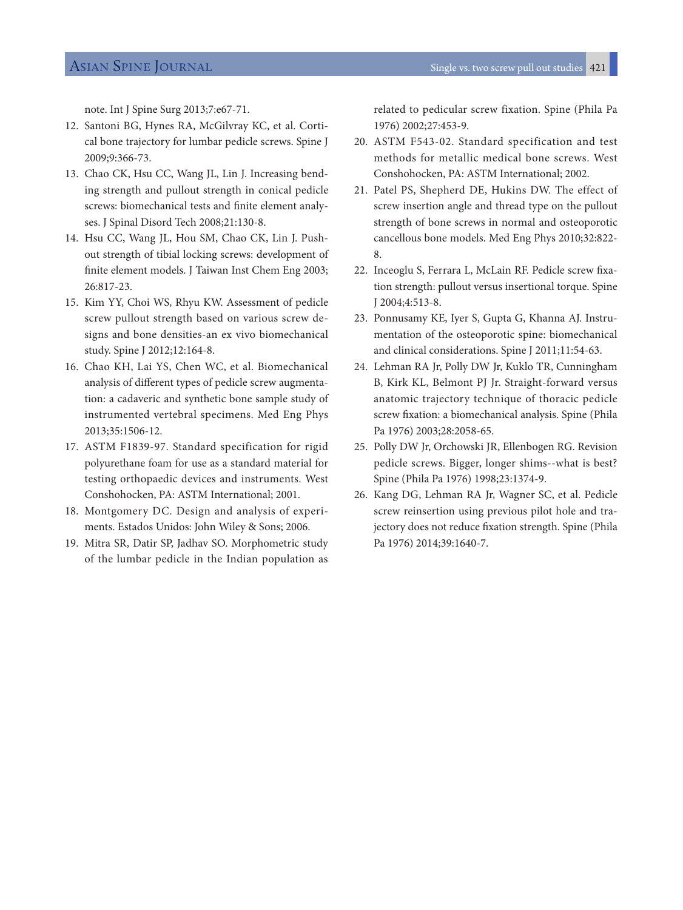note. Int J Spine Surg 2013;7:e67-71.

12. Santoni BG, Hynes RA, McGilvray KC, et al. Cortical bone trajectory for lumbar pedicle screws. Spine J 2009;9:366-73.
13. Chao CK, Hsu CC, Wang JL, Lin J. Increasing bending strength and pullout strength in conical pedicle screws: biomechanical tests and finite element analyses. J Spinal Disord Tech 2008;21:130-8.
14. Hsu CC, Wang JL, Hou SM, Chao CK, Lin J. Push-out strength of tibial locking screws: development of finite element models. J Taiwan Inst Chem Eng 2003; 26:817-23.
15. Kim YY, Choi WS, Rhyu KW. Assessment of pedicle screw pullout strength based on various screw designs and bone densities-an ex vivo biomechanical study. Spine J 2012;12:164-8.
16. Chao KH, Lai YS, Chen WC, et al. Biomechanical analysis of different types of pedicle screw augmentation: a cadaveric and synthetic bone sample study of instrumented vertebral specimens. Med Eng Phys 2013;35:1506-12.
17. ASTM F1839-97. Standard specification for rigid polyurethane foam for use as a standard material for testing orthopaedic devices and instruments. West Conshohocken, PA: ASTM International; 2001.
18. Montgomery DC. Design and analysis of experiments. Estados Unidos: John Wiley & Sons; 2006.
19. Mitra SR, Datir SP, Jadhav SO. Morphometric study of the lumbar pedicle in the Indian population as related to pedicular screw fixation. Spine (Phila Pa 1976) 2002;27:453-9.
20. ASTM F543-02. Standard specification and test methods for metallic medical bone screws. West Conshohocken, PA: ASTM International; 2002.
21. Patel PS, Shepherd DE, Hukins DW. The effect of screw insertion angle and thread type on the pullout strength of bone screws in normal and osteoporotic cancellous bone models. Med Eng Phys 2010;32:822-8.
22. Inceoglu S, Ferrara L, McLain RF. Pedicle screw fixation strength: pullout versus insertional torque. Spine J 2004;4:513-8.
23. Ponnusamy KE, Iyer S, Gupta G, Khanna AJ. Instrumentation of the osteoporotic spine: biomechanical and clinical considerations. Spine J 2011;11:54-63.
24. Lehman RA Jr, Polly DW Jr, Kuklo TR, Cunningham B, Kirk KL, Belmont PJ Jr. Straight-forward versus anatomic trajectory technique of thoracic pedicle screw fixation: a biomechanical analysis. Spine (Phila Pa 1976) 2003;28:2058-65.
25. Polly DW Jr, Orchowski JR, Ellenbogen RG. Revision pedicle screws. Bigger, longer shims--what is best? Spine (Phila Pa 1976) 1998;23:1374-9.
26. Kang DG, Lehman RA Jr, Wagner SC, et al. Pedicle screw reinsertion using previous pilot hole and trajectory does not reduce fixation strength. Spine (Phila Pa 1976) 2014;39:1640-7.